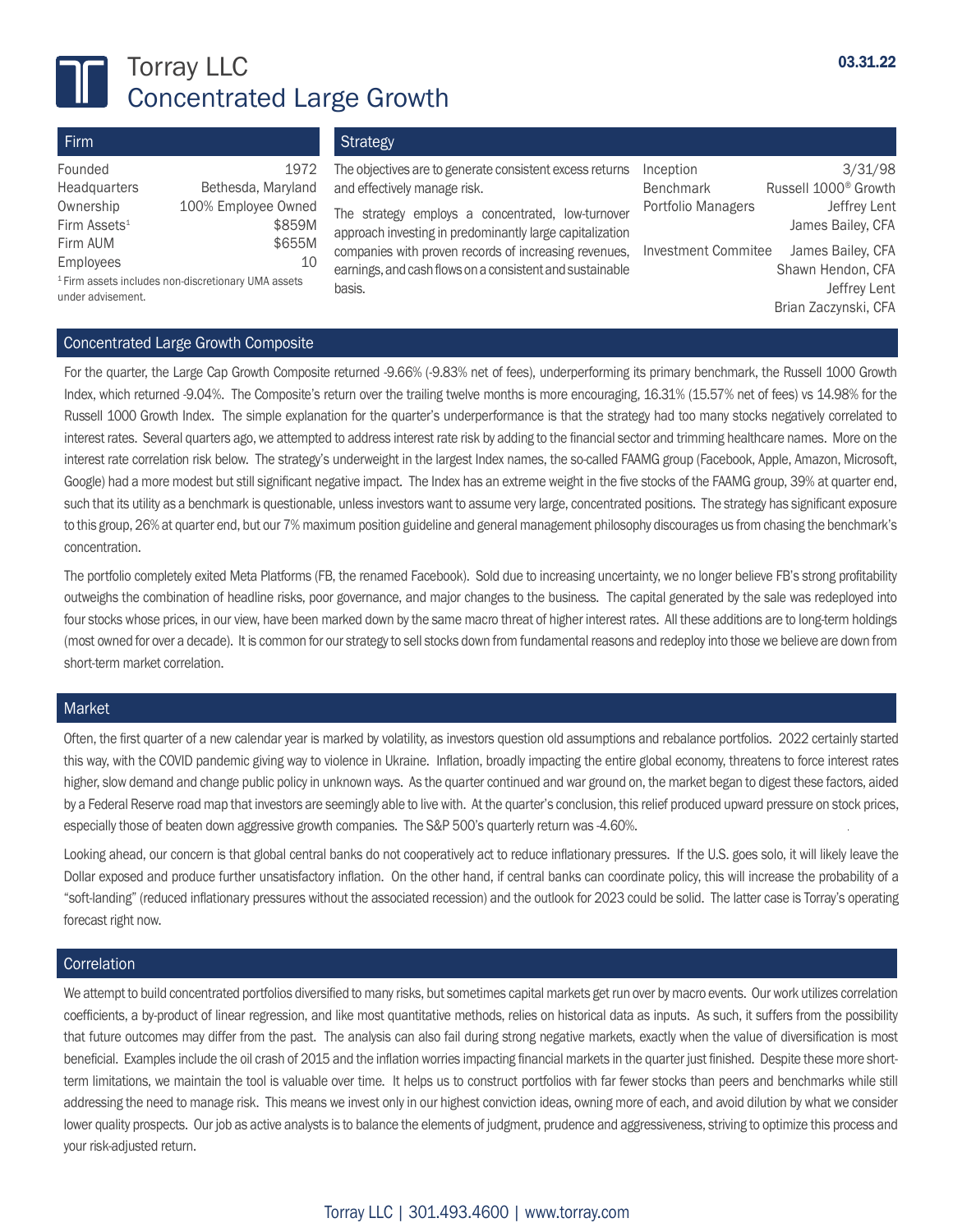# Torray LLC
## Concentrated Large Growth

03.31.22

### Firm

| | |
|---|---|
| Founded | 1972 |
| Headquarters | Bethesda, Maryland |
| Ownership | 100% Employee Owned |
| Firm Assets[1] | $859M |
| Firm AUM | $655M |
| Employees | 10 |

[1] Firm assets includes non-discretionary UMA assets under advisement.

### Strategy

The objectives are to generate consistent excess returns and effectively manage risk.

The strategy employs a concentrated, low-turnover approach investing in predominantly large capitalization companies with proven records of increasing revenues, earnings, and cash flows on a consistent and sustainable basis.

| | |
|---|---|
| Inception | 3/31/98 |
| Benchmark | Russell 1000® Growth |
| Portfolio Managers | Jeffrey Lent<br>James Bailey, CFA |
| Investment Commitee | James Bailey, CFA<br>Shawn Hendon, CFA<br>Jeffrey Lent<br>Brian Zaczynski, CFA |

### Concentrated Large Growth Composite

For the quarter, the Large Cap Growth Composite returned -9.66% (-9.83% net of fees), underperforming its primary benchmark, the Russell 1000 Growth Index, which returned -9.04%. The Composite's return over the trailing twelve months is more encouraging, 16.31% (15.57% net of fees) vs 14.98% for the Russell 1000 Growth Index. The simple explanation for the quarter's underperformance is that the strategy had too many stocks negatively correlated to interest rates. Several quarters ago, we attempted to address interest rate risk by adding to the financial sector and trimming healthcare names. More on the interest rate correlation risk below. The strategy's underweight in the largest Index names, the so-called FAAMG group (Facebook, Apple, Amazon, Microsoft, Google) had a more modest but still significant negative impact. The Index has an extreme weight in the five stocks of the FAAMG group, 39% at quarter end, such that its utility as a benchmark is questionable, unless investors want to assume very large, concentrated positions. The strategy has significant exposure to this group, 26% at quarter end, but our 7% maximum position guideline and general management philosophy discourages us from chasing the benchmark's concentration.

The portfolio completely exited Meta Platforms (FB, the renamed Facebook). Sold due to increasing uncertainty, we no longer believe FB's strong profitability outweighs the combination of headline risks, poor governance, and major changes to the business. The capital generated by the sale was redeployed into four stocks whose prices, in our view, have been marked down by the same macro threat of higher interest rates. All these additions are to long-term holdings (most owned for over a decade). It is common for our strategy to sell stocks down from fundamental reasons and redeploy into those we believe are down from short-term market correlation.

### Market

Often, the first quarter of a new calendar year is marked by volatility, as investors question old assumptions and rebalance portfolios. 2022 certainly started this way, with the COVID pandemic giving way to violence in Ukraine. Inflation, broadly impacting the entire global economy, threatens to force interest rates higher, slow demand and change public policy in unknown ways. As the quarter continued and war ground on, the market began to digest these factors, aided by a Federal Reserve road map that investors are seemingly able to live with. At the quarter's conclusion, this relief produced upward pressure on stock prices, especially those of beaten down aggressive growth companies. The S&P 500's quarterly return was -4.60%.

Looking ahead, our concern is that global central banks do not cooperatively act to reduce inflationary pressures. If the U.S. goes solo, it will likely leave the Dollar exposed and produce further unsatisfactory inflation. On the other hand, if central banks can coordinate policy, this will increase the probability of a "soft-landing" (reduced inflationary pressures without the associated recession) and the outlook for 2023 could be solid. The latter case is Torray's operating forecast right now.

### Correlation

We attempt to build concentrated portfolios diversified to many risks, but sometimes capital markets get run over by macro events. Our work utilizes correlation coefficients, a by-product of linear regression, and like most quantitative methods, relies on historical data as inputs. As such, it suffers from the possibility that future outcomes may differ from the past. The analysis can also fail during strong negative markets, exactly when the value of diversification is most beneficial. Examples include the oil crash of 2015 and the inflation worries impacting financial markets in the quarter just finished. Despite these more short-term limitations, we maintain the tool is valuable over time. It helps us to construct portfolios with far fewer stocks than peers and benchmarks while still addressing the need to manage risk. This means we invest only in our highest conviction ideas, owning more of each, and avoid dilution by what we consider lower quality prospects. Our job as active analysts is to balance the elements of judgment, prudence and aggressiveness, striving to optimize this process and your risk-adjusted return.

Torray LLC | 301.493.4600 | www.torray.com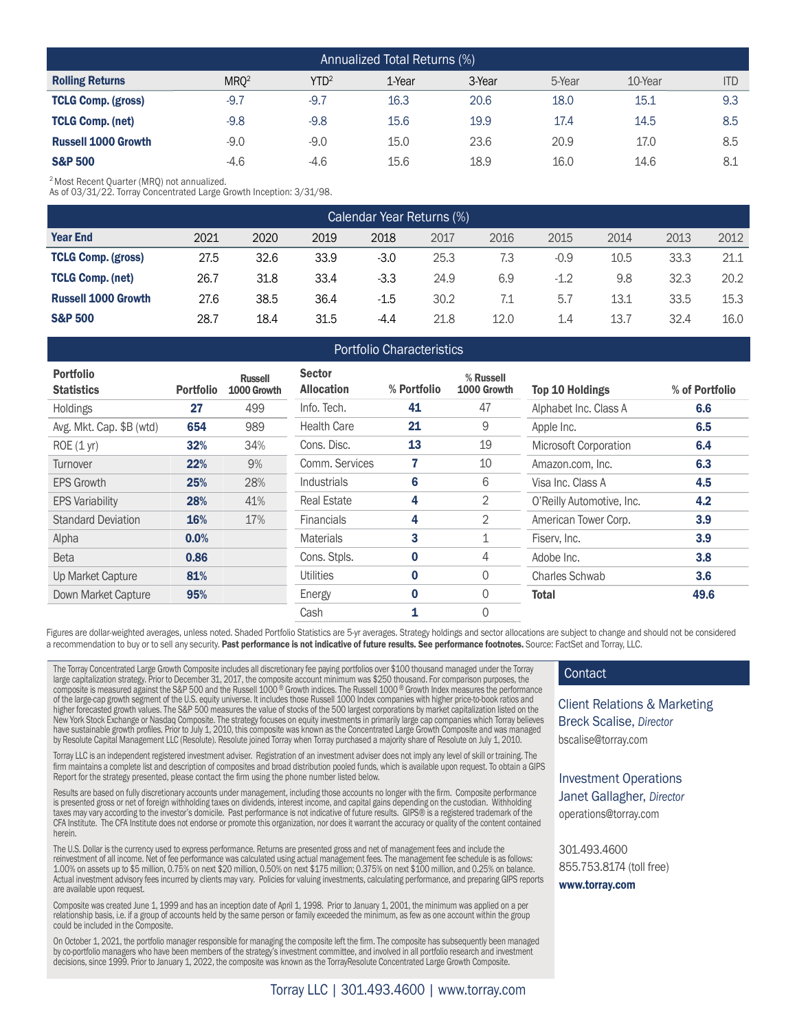## Annualized Total Returns (%)

| Rolling Returns | MRQ[2] | YTD[2] | 1-Year | 3-Year | 5-Year | 10-Year | ITD |
|---|---|---|---|---|---|---|---|
| **TCLG Comp. (gross)** | -9.7 | -9.7 | 16.3 | 20.6 | 18.0 | 15.1 | 9.3 |
| **TCLG Comp. (net)** | -9.8 | -9.8 | 15.6 | 19.9 | 17.4 | 14.5 | 8.5 |
| **Russell 1000 Growth** | -9.0 | -9.0 | 15.0 | 23.6 | 20.9 | 17.0 | 8.5 |
| **S&P 500** | -4.6 | -4.6 | 15.6 | 18.9 | 16.0 | 14.6 | 8.1 |

[2] Most Recent Quarter (MRQ) not annualized.
As of 03/31/22. Torray Concentrated Large Growth Inception: 3/31/98.

## Calendar Year Returns (%)

| Year End | 2021 | 2020 | 2019 | 2018 | 2017 | 2016 | 2015 | 2014 | 2013 | 2012 |
|---|---|---|---|---|---|---|---|---|---|---|
| **TCLG Comp. (gross)** | 27.5 | 32.6 | 33.9 | -3.0 | 25.3 | 7.3 | -0.9 | 10.5 | 33.3 | 21.1 |
| **TCLG Comp. (net)** | 26.7 | 31.8 | 33.4 | -3.3 | 24.9 | 6.9 | -1.2 | 9.8 | 32.3 | 20.2 |
| **Russell 1000 Growth** | 27.6 | 38.5 | 36.4 | -1.5 | 30.2 | 7.1 | 5.7 | 13.1 | 33.5 | 15.3 |
| **S&P 500** | 28.7 | 18.4 | 31.5 | -4.4 | 21.8 | 12.0 | 1.4 | 13.7 | 32.4 | 16.0 |

## Portfolio Characteristics

| Portfolio Statistics | Portfolio | Russell 1000 Growth |
|---|---|---|
| Holdings | **27** | 499 |
| Avg. Mkt. Cap. $B (wtd) | **654** | 989 |
| ROE (1 yr) | **32%** | 34% |
| Turnover | **22%** | 9% |
| EPS Growth | **25%** | 28% |
| EPS Variability | **28%** | 41% |
| Standard Deviation | **16%** | 17% |
| Alpha | **0.0%** | |
| Beta | **0.86** | |
| Up Market Capture | **81%** | |
| Down Market Capture | **95%** | |

| Sector Allocation | % Portfolio | % Russell 1000 Growth |
|---|---|---|
| Info. Tech. | **41** | 47 |
| Health Care | **21** | 9 |
| Cons. Disc. | **13** | 19 |
| Comm. Services | **7** | 10 |
| Industrials | **6** | 6 |
| Real Estate | **4** | 2 |
| Financials | **4** | 2 |
| Materials | **3** | 1 |
| Cons. Stpls. | **0** | 4 |
| Utilities | **0** | 0 |
| Energy | **0** | 0 |
| Cash | **1** | 0 |

| Top 10 Holdings | % of Portfolio |
|---|---|
| Alphabet Inc. Class A | **6.6** |
| Apple Inc. | **6.5** |
| Microsoft Corporation | **6.4** |
| Amazon.com, Inc. | **6.3** |
| Visa Inc. Class A | **4.5** |
| O'Reilly Automotive, Inc. | **4.2** |
| American Tower Corp. | **3.9** |
| Fiserv, Inc. | **3.9** |
| Adobe Inc. | **3.8** |
| Charles Schwab | **3.6** |
| **Total** | **49.6** |

Figures are dollar-weighted averages, unless noted. Shaded Portfolio Statistics are 5-yr averages. Strategy holdings and sector allocations are subject to change and should not be considered a recommendation to buy or to sell any security. **Past performance is not indicative of future results. See performance footnotes.** Source: FactSet and Torray, LLC.

The Torray Concentrated Large Growth Composite includes all discretionary fee paying portfolios over $100 thousand managed under the Torray large capitalization strategy. Prior to December 31, 2017, the composite account minimum was $250 thousand. For comparison purposes, the composite is measured against the S&P 500 and the Russell 1000® Growth indices. The Russell 1000® Growth Index measures the performance of the large-cap growth segment of the U.S. equity universe. It includes those Russell 1000 Index companies with higher price-to-book ratios and higher forecasted growth values. The S&P 500 measures the value of stocks of the 500 largest corporations by market capitalization listed on the New York Stock Exchange or Nasdaq Composite. The strategy focuses on equity investments in primarily large cap companies which Torray believes have sustainable growth profiles. Prior to July 1, 2010, this composite was known as the Concentrated Large Growth Composite and was managed by Resolute Capital Management LLC (Resolute). Resolute joined Torray when Torray purchased a majority share of Resolute on July 1, 2010.

Torray LLC is an independent registered investment adviser. Registration of an investment adviser does not imply any level of skill or training. The firm maintains a complete list and description of composites and broad distribution pooled funds, which is available upon request. To obtain a GIPS Report for the strategy presented, please contact the firm using the phone number listed below.

Results are based on fully discretionary accounts under management, including those accounts no longer with the firm. Composite performance is presented gross or net of foreign withholding taxes on dividends, interest income, and capital gains depending on the custodian. Withholding taxes may vary according to the investor's domicile. Past performance is not indicative of future results. GIPS® is a registered trademark of the CFA Institute. The CFA Institute does not endorse or promote this organization, nor does it warrant the accuracy or quality of the content contained herein.

The U.S. Dollar is the currency used to express performance. Returns are presented gross and net of management fees and include the reinvestment of all income. Net of fee performance was calculated using actual management fees. The management fee schedule is as follows: 1.00% on assets up to $5 million, 0.75% on next $20 million, 0.50% on next $175 million; 0.375% on next $100 million, and 0.25% on balance. Actual investment advisory fees incurred by clients may vary. Policies for valuing investments, calculating performance, and preparing GIPS reports are available upon request.

Composite was created June 1, 1999 and has an inception date of April 1, 1998. Prior to January 1, 2001, the minimum was applied on a per relationship basis, i.e. if a group of accounts held by the same person or family exceeded the minimum, as few as one account within the group could be included in the Composite.

On October 1, 2021, the portfolio manager responsible for managing the composite left the firm. The composite has subsequently been managed by co-portfolio managers who have been members of the strategy's investment committee, and involved in all portfolio research and investment decisions, since 1999. Prior to January 1, 2022, the composite was known as the TorrayResolute Concentrated Large Growth Composite.

## Contact

Client Relations & Marketing
Breck Scalise, *Director*
bscalise@torray.com

Investment Operations
Janet Gallagher, *Director*
operations@torray.com

301.493.4600
855.753.8174 (toll free)
**www.torray.com**

Torray LLC | 301.493.4600 | www.torray.com